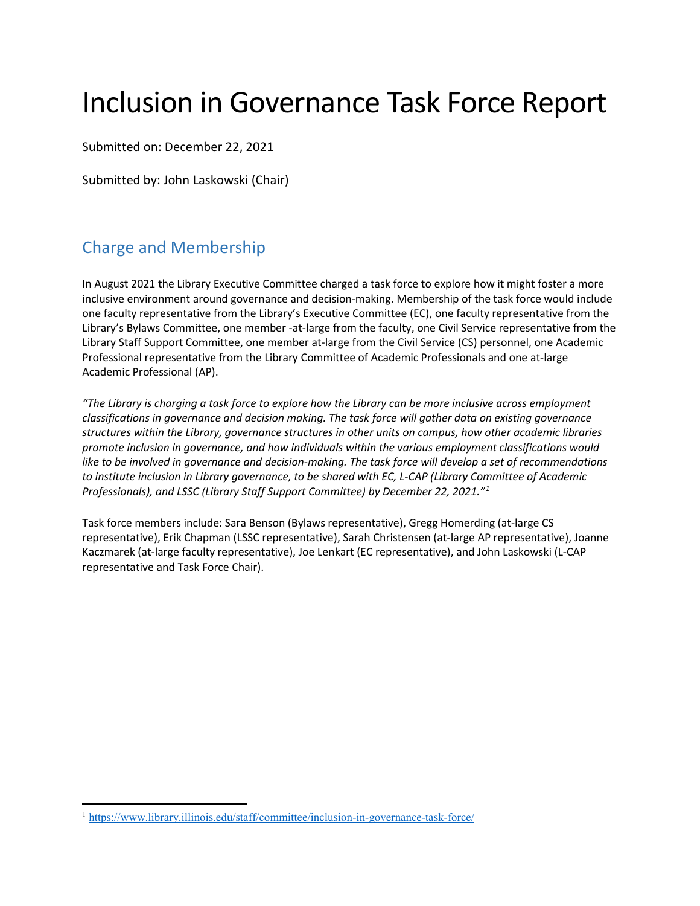# Inclusion in Governance Task Force Report

Submitted on: December 22, 2021

Submitted by: John Laskowski (Chair)

## Charge and Membership

In August 2021 the Library Executive Committee charged a task force to explore how it might foster a more inclusive environment around governance and decision-making. Membership of the task force would include one faculty representative from the Library's Executive Committee (EC), one faculty representative from the Library's Bylaws Committee, one member -at-large from the faculty, one Civil Service representative from the Library Staff Support Committee, one member at-large from the Civil Service (CS) personnel, one Academic Professional representative from the Library Committee of Academic Professionals and one at-large Academic Professional (AP).

*"The Library is charging a task force to explore how the Library can be more inclusive across employment classifications in governance and decision making. The task force will gather data on existing governance structures within the Library, governance structures in other units on campus, how other academic libraries promote inclusion in governance, and how individuals within the various employment classifications would like to be involved in governance and decision-making. The task force will develop a set of recommendations to institute inclusion in Library governance, to be shared with EC, L-CAP (Library Committee of Academic Professionals), and LSSC (Library Staff Support Committee) by December 22, 2021."*[1]

Task force members include: Sara Benson (Bylaws representative), Gregg Homerding (at-large CS representative), Erik Chapman (LSSC representative), Sarah Christensen (at-large AP representative), Joanne Kaczmarek (at-large faculty representative), Joe Lenkart (EC representative), and John Laskowski (L-CAP representative and Task Force Chair).

[1] https://www.library.illinois.edu/staff/committee/inclusion-in-governance-task-force/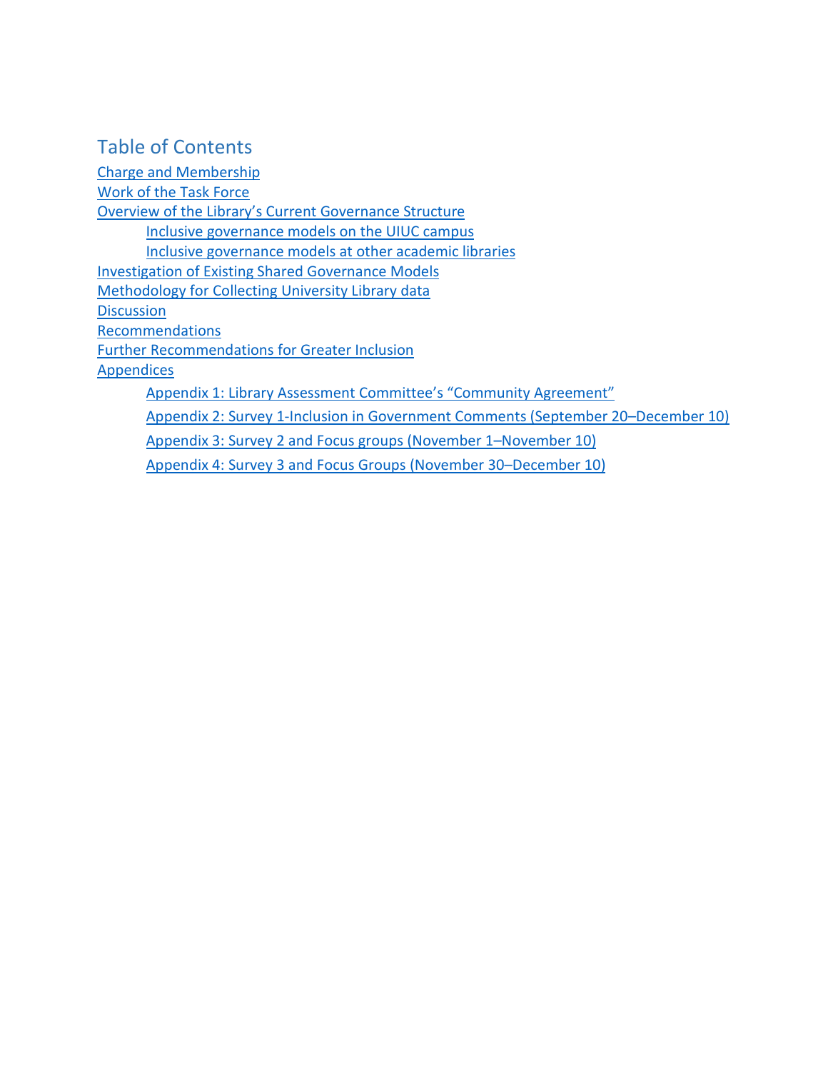# Table of Contents

- Charge and Membership
- Work of the Task Force
- Overview of the Library's Current Governance Structure
  - Inclusive governance models on the UIUC campus
  - Inclusive governance models at other academic libraries
- Investigation of Existing Shared Governance Models
- Methodology for Collecting University Library data
- Discussion
- Recommendations
- Further Recommendations for Greater Inclusion
- Appendices
  - Appendix 1: Library Assessment Committee's "Community Agreement"
  - Appendix 2: Survey 1-Inclusion in Government Comments (September 20–December 10)
  - Appendix 3: Survey 2 and Focus groups (November 1–November 10)
  - Appendix 4: Survey 3 and Focus Groups (November 30–December 10)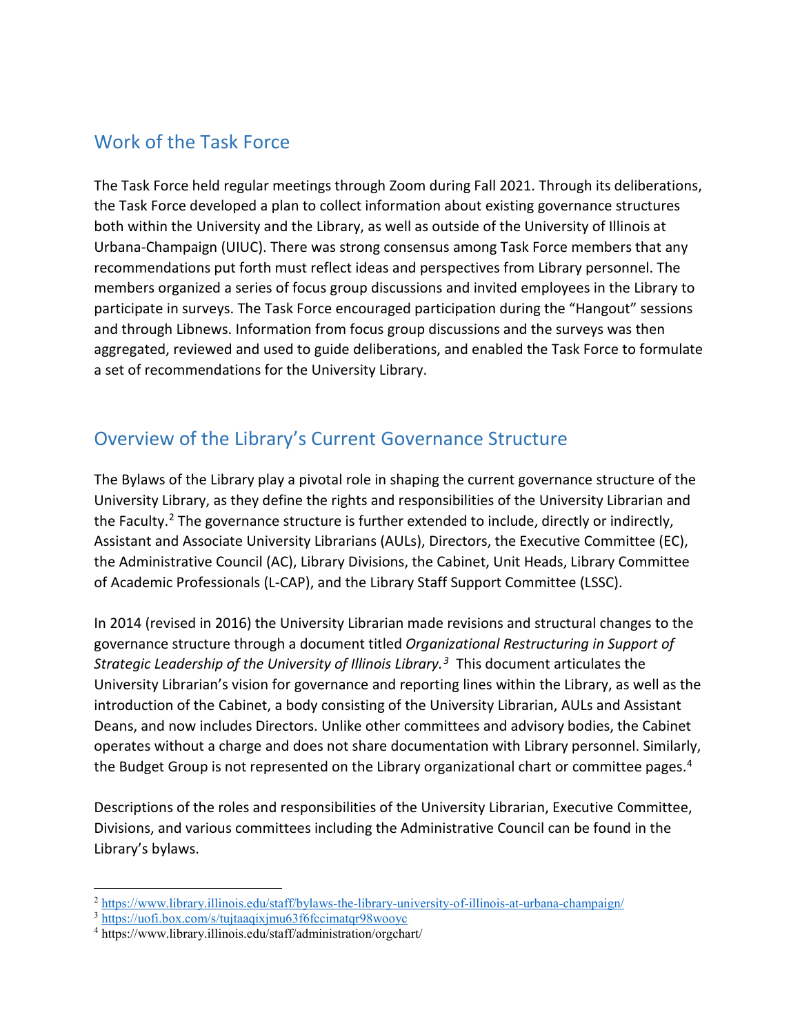## Work of the Task Force

The Task Force held regular meetings through Zoom during Fall 2021. Through its deliberations, the Task Force developed a plan to collect information about existing governance structures both within the University and the Library, as well as outside of the University of Illinois at Urbana-Champaign (UIUC). There was strong consensus among Task Force members that any recommendations put forth must reflect ideas and perspectives from Library personnel. The members organized a series of focus group discussions and invited employees in the Library to participate in surveys. The Task Force encouraged participation during the "Hangout" sessions and through Libnews. Information from focus group discussions and the surveys was then aggregated, reviewed and used to guide deliberations, and enabled the Task Force to formulate a set of recommendations for the University Library.

## Overview of the Library's Current Governance Structure

The Bylaws of the Library play a pivotal role in shaping the current governance structure of the University Library, as they define the rights and responsibilities of the University Librarian and the Faculty.[2] The governance structure is further extended to include, directly or indirectly, Assistant and Associate University Librarians (AULs), Directors, the Executive Committee (EC), the Administrative Council (AC), Library Divisions, the Cabinet, Unit Heads, Library Committee of Academic Professionals (L-CAP), and the Library Staff Support Committee (LSSC).

In 2014 (revised in 2016) the University Librarian made revisions and structural changes to the governance structure through a document titled *Organizational Restructuring in Support of Strategic Leadership of the University of Illinois Library.*[3] This document articulates the University Librarian's vision for governance and reporting lines within the Library, as well as the introduction of the Cabinet, a body consisting of the University Librarian, AULs and Assistant Deans, and now includes Directors. Unlike other committees and advisory bodies, the Cabinet operates without a charge and does not share documentation with Library personnel. Similarly, the Budget Group is not represented on the Library organizational chart or committee pages.[4]

Descriptions of the roles and responsibilities of the University Librarian, Executive Committee, Divisions, and various committees including the Administrative Council can be found in the Library's bylaws.

---

[2] https://www.library.illinois.edu/staff/bylaws-the-library-university-of-illinois-at-urbana-champaign/

[3] https://uofi.box.com/s/tujtaaqixjmu63f6fccimatqr98wooyc

[4] https://www.library.illinois.edu/staff/administration/orgchart/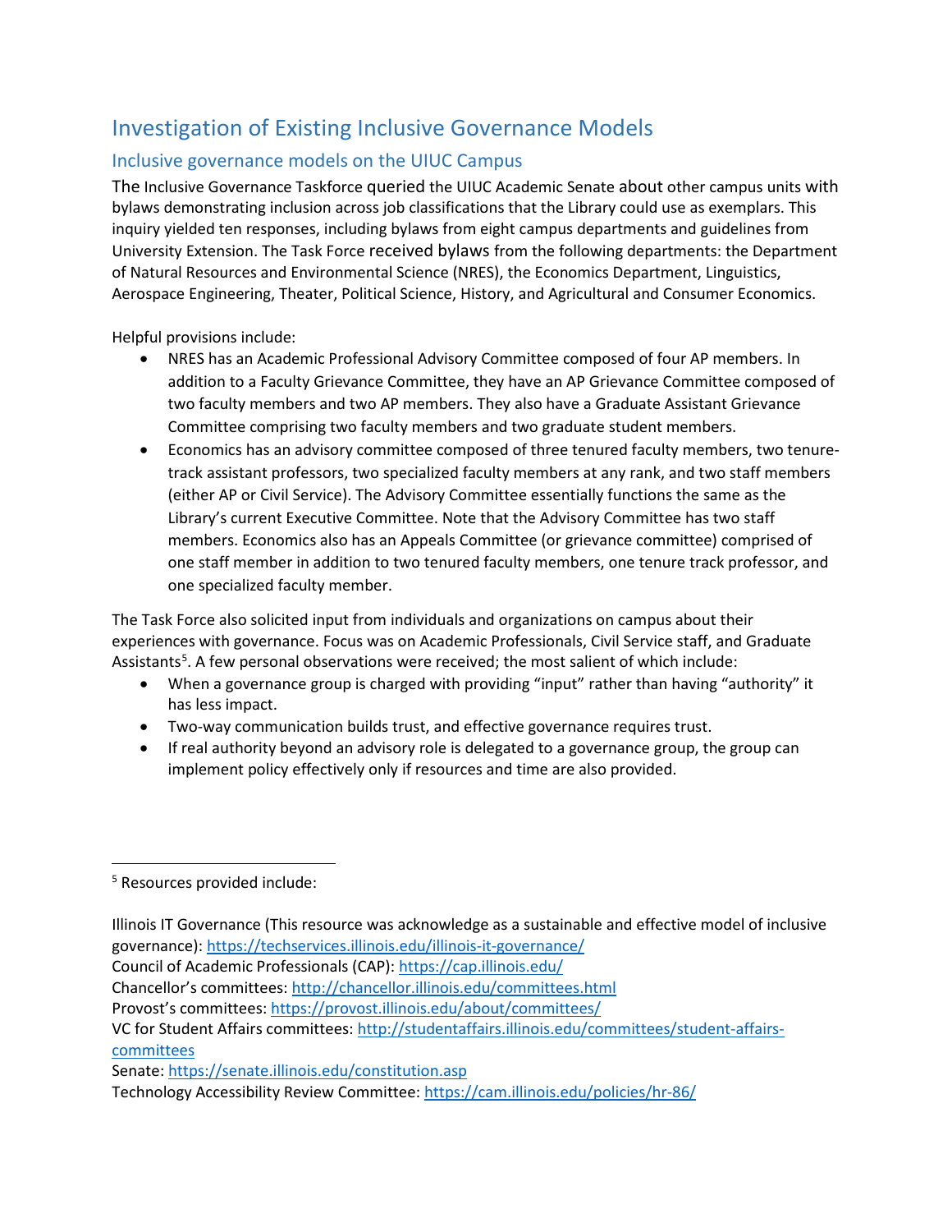## Investigation of Existing Inclusive Governance Models

### Inclusive governance models on the UIUC Campus

The Inclusive Governance Taskforce queried the UIUC Academic Senate about other campus units with bylaws demonstrating inclusion across job classifications that the Library could use as exemplars. This inquiry yielded ten responses, including bylaws from eight campus departments and guidelines from University Extension. The Task Force received bylaws from the following departments: the Department of Natural Resources and Environmental Science (NRES), the Economics Department, Linguistics, Aerospace Engineering, Theater, Political Science, History, and Agricultural and Consumer Economics.

Helpful provisions include:

- NRES has an Academic Professional Advisory Committee composed of four AP members. In addition to a Faculty Grievance Committee, they have an AP Grievance Committee composed of two faculty members and two AP members. They also have a Graduate Assistant Grievance Committee comprising two faculty members and two graduate student members.
- Economics has an advisory committee composed of three tenured faculty members, two tenure-track assistant professors, two specialized faculty members at any rank, and two staff members (either AP or Civil Service). The Advisory Committee essentially functions the same as the Library's current Executive Committee. Note that the Advisory Committee has two staff members. Economics also has an Appeals Committee (or grievance committee) comprised of one staff member in addition to two tenured faculty members, one tenure track professor, and one specialized faculty member.

The Task Force also solicited input from individuals and organizations on campus about their experiences with governance. Focus was on Academic Professionals, Civil Service staff, and Graduate Assistants[5]. A few personal observations were received; the most salient of which include:

- When a governance group is charged with providing "input" rather than having "authority" it has less impact.
- Two-way communication builds trust, and effective governance requires trust.
- If real authority beyond an advisory role is delegated to a governance group, the group can implement policy effectively only if resources and time are also provided.

---

[5] Resources provided include:

Illinois IT Governance (This resource was acknowledge as a sustainable and effective model of inclusive governance): https://techservices.illinois.edu/illinois-it-governance/
Council of Academic Professionals (CAP): https://cap.illinois.edu/
Chancellor's committees: http://chancellor.illinois.edu/committees.html
Provost's committees: https://provost.illinois.edu/about/committees/
VC for Student Affairs committees: http://studentaffairs.illinois.edu/committees/student-affairs-committees
Senate: https://senate.illinois.edu/constitution.asp
Technology Accessibility Review Committee: https://cam.illinois.edu/policies/hr-86/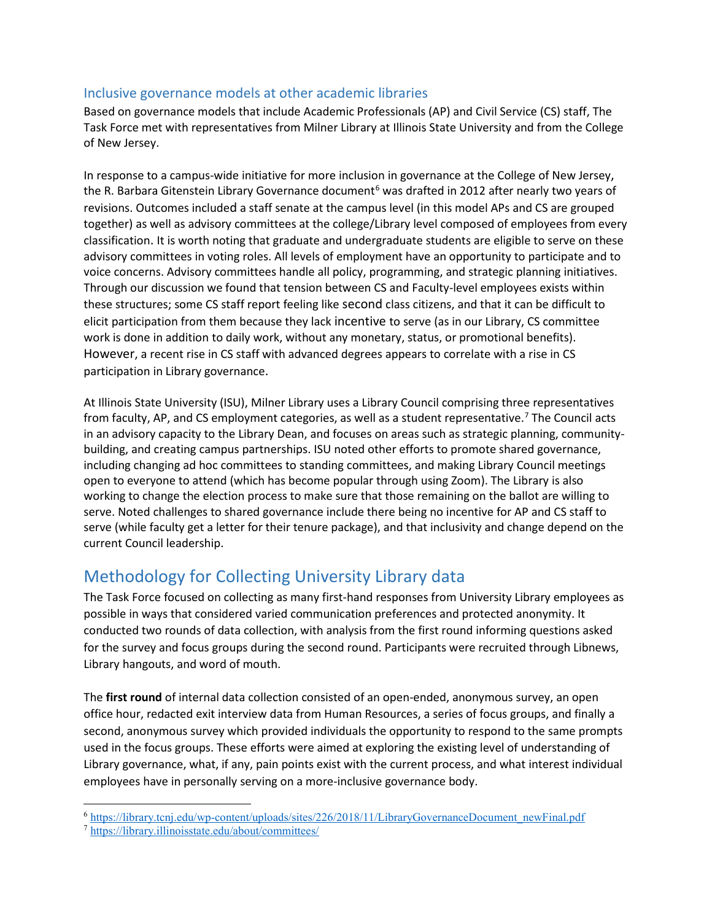### Inclusive governance models at other academic libraries

Based on governance models that include Academic Professionals (AP) and Civil Service (CS) staff, The Task Force met with representatives from Milner Library at Illinois State University and from the College of New Jersey.

In response to a campus-wide initiative for more inclusion in governance at the College of New Jersey, the R. Barbara Gitenstein Library Governance document[6] was drafted in 2012 after nearly two years of revisions. Outcomes included a staff senate at the campus level (in this model APs and CS are grouped together) as well as advisory committees at the college/Library level composed of employees from every classification. It is worth noting that graduate and undergraduate students are eligible to serve on these advisory committees in voting roles. All levels of employment have an opportunity to participate and to voice concerns. Advisory committees handle all policy, programming, and strategic planning initiatives. Through our discussion we found that tension between CS and Faculty-level employees exists within these structures; some CS staff report feeling like second class citizens, and that it can be difficult to elicit participation from them because they lack incentive to serve (as in our Library, CS committee work is done in addition to daily work, without any monetary, status, or promotional benefits). However, a recent rise in CS staff with advanced degrees appears to correlate with a rise in CS participation in Library governance.

At Illinois State University (ISU), Milner Library uses a Library Council comprising three representatives from faculty, AP, and CS employment categories, as well as a student representative.[7] The Council acts in an advisory capacity to the Library Dean, and focuses on areas such as strategic planning, community-building, and creating campus partnerships. ISU noted other efforts to promote shared governance, including changing ad hoc committees to standing committees, and making Library Council meetings open to everyone to attend (which has become popular through using Zoom). The Library is also working to change the election process to make sure that those remaining on the ballot are willing to serve. Noted challenges to shared governance include there being no incentive for AP and CS staff to serve (while faculty get a letter for their tenure package), and that inclusivity and change depend on the current Council leadership.

## Methodology for Collecting University Library data

The Task Force focused on collecting as many first-hand responses from University Library employees as possible in ways that considered varied communication preferences and protected anonymity. It conducted two rounds of data collection, with analysis from the first round informing questions asked for the survey and focus groups during the second round. Participants were recruited through Libnews, Library hangouts, and word of mouth.

The **first round** of internal data collection consisted of an open-ended, anonymous survey, an open office hour, redacted exit interview data from Human Resources, a series of focus groups, and finally a second, anonymous survey which provided individuals the opportunity to respond to the same prompts used in the focus groups. These efforts were aimed at exploring the existing level of understanding of Library governance, what, if any, pain points exist with the current process, and what interest individual employees have in personally serving on a more-inclusive governance body.

[6] https://library.tcnj.edu/wp-content/uploads/sites/226/2018/11/LibraryGovernanceDocument_newFinal.pdf

[7] https://library.illinoisstate.edu/about/committees/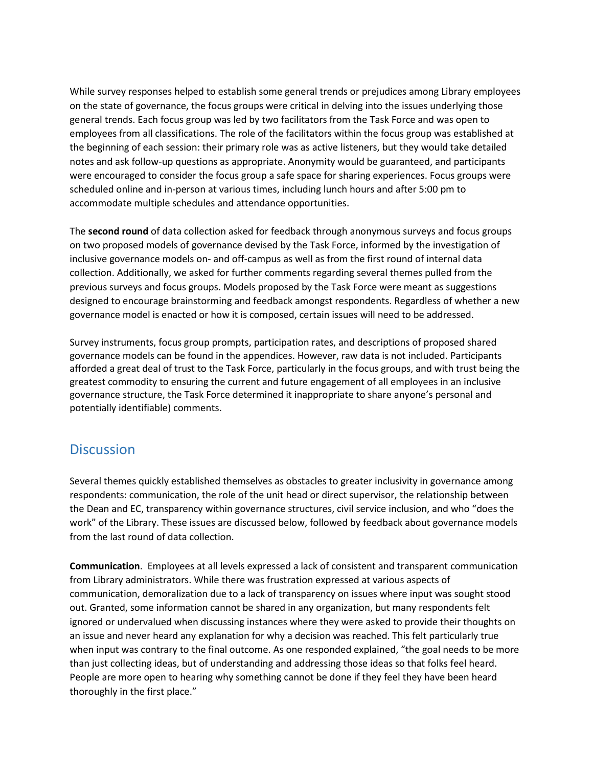While survey responses helped to establish some general trends or prejudices among Library employees on the state of governance, the focus groups were critical in delving into the issues underlying those general trends. Each focus group was led by two facilitators from the Task Force and was open to employees from all classifications. The role of the facilitators within the focus group was established at the beginning of each session: their primary role was as active listeners, but they would take detailed notes and ask follow-up questions as appropriate. Anonymity would be guaranteed, and participants were encouraged to consider the focus group a safe space for sharing experiences. Focus groups were scheduled online and in-person at various times, including lunch hours and after 5:00 pm to accommodate multiple schedules and attendance opportunities.

The **second round** of data collection asked for feedback through anonymous surveys and focus groups on two proposed models of governance devised by the Task Force, informed by the investigation of inclusive governance models on- and off-campus as well as from the first round of internal data collection. Additionally, we asked for further comments regarding several themes pulled from the previous surveys and focus groups. Models proposed by the Task Force were meant as suggestions designed to encourage brainstorming and feedback amongst respondents. Regardless of whether a new governance model is enacted or how it is composed, certain issues will need to be addressed.

Survey instruments, focus group prompts, participation rates, and descriptions of proposed shared governance models can be found in the appendices. However, raw data is not included. Participants afforded a great deal of trust to the Task Force, particularly in the focus groups, and with trust being the greatest commodity to ensuring the current and future engagement of all employees in an inclusive governance structure, the Task Force determined it inappropriate to share anyone's personal and potentially identifiable) comments.

## Discussion

Several themes quickly established themselves as obstacles to greater inclusivity in governance among respondents: communication, the role of the unit head or direct supervisor, the relationship between the Dean and EC, transparency within governance structures, civil service inclusion, and who "does the work" of the Library. These issues are discussed below, followed by feedback about governance models from the last round of data collection.

**Communication**. Employees at all levels expressed a lack of consistent and transparent communication from Library administrators. While there was frustration expressed at various aspects of communication, demoralization due to a lack of transparency on issues where input was sought stood out. Granted, some information cannot be shared in any organization, but many respondents felt ignored or undervalued when discussing instances where they were asked to provide their thoughts on an issue and never heard any explanation for why a decision was reached. This felt particularly true when input was contrary to the final outcome. As one responded explained, "the goal needs to be more than just collecting ideas, but of understanding and addressing those ideas so that folks feel heard. People are more open to hearing why something cannot be done if they feel they have been heard thoroughly in the first place."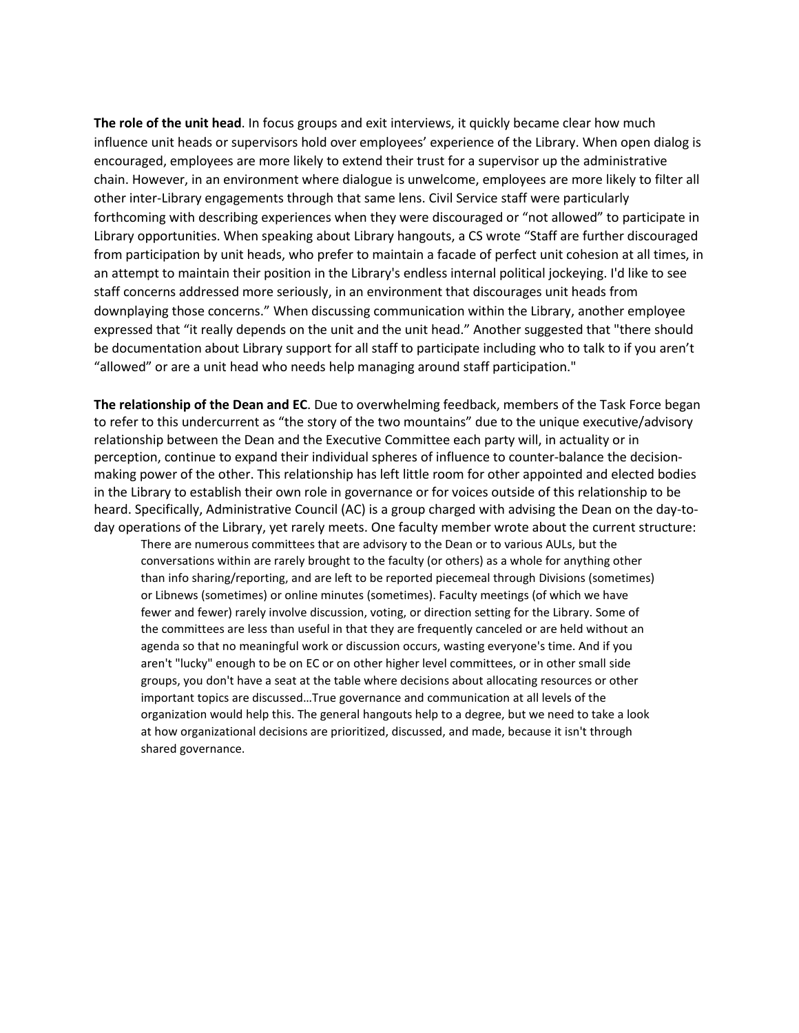**The role of the unit head**. In focus groups and exit interviews, it quickly became clear how much influence unit heads or supervisors hold over employees' experience of the Library. When open dialog is encouraged, employees are more likely to extend their trust for a supervisor up the administrative chain. However, in an environment where dialogue is unwelcome, employees are more likely to filter all other inter-Library engagements through that same lens. Civil Service staff were particularly forthcoming with describing experiences when they were discouraged or "not allowed" to participate in Library opportunities. When speaking about Library hangouts, a CS wrote "Staff are further discouraged from participation by unit heads, who prefer to maintain a facade of perfect unit cohesion at all times, in an attempt to maintain their position in the Library's endless internal political jockeying. I'd like to see staff concerns addressed more seriously, in an environment that discourages unit heads from downplaying those concerns." When discussing communication within the Library, another employee expressed that "it really depends on the unit and the unit head." Another suggested that "there should be documentation about Library support for all staff to participate including who to talk to if you aren't "allowed" or are a unit head who needs help managing around staff participation."

**The relationship of the Dean and EC**. Due to overwhelming feedback, members of the Task Force began to refer to this undercurrent as "the story of the two mountains" due to the unique executive/advisory relationship between the Dean and the Executive Committee each party will, in actuality or in perception, continue to expand their individual spheres of influence to counter-balance the decision-making power of the other. This relationship has left little room for other appointed and elected bodies in the Library to establish their own role in governance or for voices outside of this relationship to be heard. Specifically, Administrative Council (AC) is a group charged with advising the Dean on the day-to-day operations of the Library, yet rarely meets. One faculty member wrote about the current structure:

> There are numerous committees that are advisory to the Dean or to various AULs, but the conversations within are rarely brought to the faculty (or others) as a whole for anything other than info sharing/reporting, and are left to be reported piecemeal through Divisions (sometimes) or Libnews (sometimes) or online minutes (sometimes). Faculty meetings (of which we have fewer and fewer) rarely involve discussion, voting, or direction setting for the Library. Some of the committees are less than useful in that they are frequently canceled or are held without an agenda so that no meaningful work or discussion occurs, wasting everyone's time. And if you aren't "lucky" enough to be on EC or on other higher level committees, or in other small side groups, you don't have a seat at the table where decisions about allocating resources or other important topics are discussed…True governance and communication at all levels of the organization would help this. The general hangouts help to a degree, but we need to take a look at how organizational decisions are prioritized, discussed, and made, because it isn't through shared governance.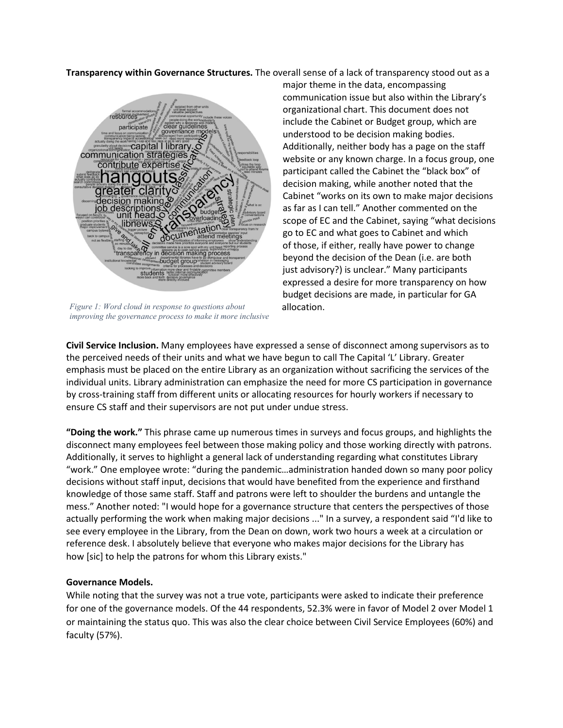**Transparency within Governance Structures.** The overall sense of a lack of transparency stood out as a major theme in the data, encompassing communication issue but also within the Library's organizational chart. This document does not include the Cabinet or Budget group, which are understood to be decision making bodies. Additionally, neither body has a page on the staff website or any known charge. In a focus group, one participant called the Cabinet the "black box" of decision making, while another noted that the Cabinet "works on its own to make major decisions as far as I can tell." Another commented on the scope of EC and the Cabinet, saying "what decisions go to EC and what goes to Cabinet and which of those, if either, really have power to change beyond the decision of the Dean (i.e. are both just advisory?) is unclear." Many participants expressed a desire for more transparency on how budget decisions are made, in particular for GA allocation.

*Figure 1: Word cloud in response to questions about improving the governance process to make it more inclusive*

**Civil Service Inclusion.** Many employees have expressed a sense of disconnect among supervisors as to the perceived needs of their units and what we have begun to call The Capital 'L' Library. Greater emphasis must be placed on the entire Library as an organization without sacrificing the services of the individual units. Library administration can emphasize the need for more CS participation in governance by cross-training staff from different units or allocating resources for hourly workers if necessary to ensure CS staff and their supervisors are not put under undue stress.

**"Doing the work."** This phrase came up numerous times in surveys and focus groups, and highlights the disconnect many employees feel between those making policy and those working directly with patrons. Additionally, it serves to highlight a general lack of understanding regarding what constitutes Library "work." One employee wrote: "during the pandemic…administration handed down so many poor policy decisions without staff input, decisions that would have benefited from the experience and firsthand knowledge of those same staff. Staff and patrons were left to shoulder the burdens and untangle the mess." Another noted: "I would hope for a governance structure that centers the perspectives of those actually performing the work when making major decisions ..." In a survey, a respondent said "I'd like to see every employee in the Library, from the Dean on down, work two hours a week at a circulation or reference desk. I absolutely believe that everyone who makes major decisions for the Library has how [sic] to help the patrons for whom this Library exists."

**Governance Models.**

While noting that the survey was not a true vote, participants were asked to indicate their preference for one of the governance models. Of the 44 respondents, 52.3% were in favor of Model 2 over Model 1 or maintaining the status quo. This was also the clear choice between Civil Service Employees (60%) and faculty (57%).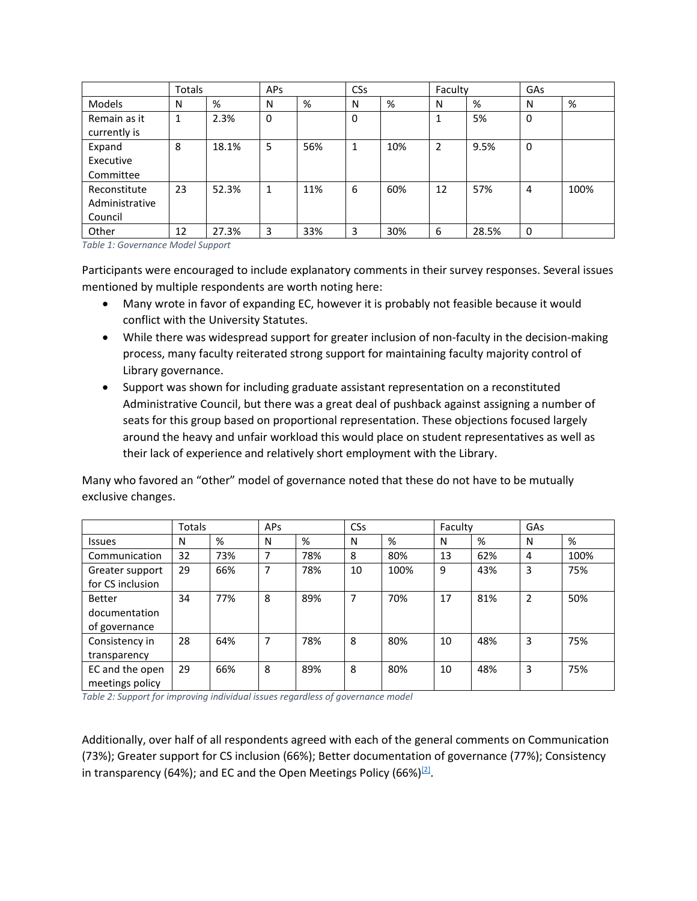| | Totals | | APs | | CSs | | Faculty | | GAs | |
|---|---|---|---|---|---|---|---|---|---|---|
| Models | N | % | N | % | N | % | N | % | N | % |
| Remain as it currently is | 1 | 2.3% | 0 | | 0 | | 1 | 5% | 0 | |
| Expand Executive Committee | 8 | 18.1% | 5 | 56% | 1 | 10% | 2 | 9.5% | 0 | |
| Reconstitute Administrative Council | 23 | 52.3% | 1 | 11% | 6 | 60% | 12 | 57% | 4 | 100% |
| Other | 12 | 27.3% | 3 | 33% | 3 | 30% | 6 | 28.5% | 0 | |

*Table 1: Governance Model Support*

Participants were encouraged to include explanatory comments in their survey responses. Several issues mentioned by multiple respondents are worth noting here:

- Many wrote in favor of expanding EC, however it is probably not feasible because it would conflict with the University Statutes.
- While there was widespread support for greater inclusion of non-faculty in the decision-making process, many faculty reiterated strong support for maintaining faculty majority control of Library governance.
- Support was shown for including graduate assistant representation on a reconstituted Administrative Council, but there was a great deal of pushback against assigning a number of seats for this group based on proportional representation. These objections focused largely around the heavy and unfair workload this would place on student representatives as well as their lack of experience and relatively short employment with the Library.

Many who favored an "other" model of governance noted that these do not have to be mutually exclusive changes.

| | Totals | | APs | | CSs | | Faculty | | GAs | |
|---|---|---|---|---|---|---|---|---|---|---|
| Issues | N | % | N | % | N | % | N | % | N | % |
| Communication | 32 | 73% | 7 | 78% | 8 | 80% | 13 | 62% | 4 | 100% |
| Greater support for CS inclusion | 29 | 66% | 7 | 78% | 10 | 100% | 9 | 43% | 3 | 75% |
| Better documentation of governance | 34 | 77% | 8 | 89% | 7 | 70% | 17 | 81% | 2 | 50% |
| Consistency in transparency | 28 | 64% | 7 | 78% | 8 | 80% | 10 | 48% | 3 | 75% |
| EC and the open meetings policy | 29 | 66% | 8 | 89% | 8 | 80% | 10 | 48% | 3 | 75% |

*Table 2: Support for improving individual issues regardless of governance model*

Additionally, over half of all respondents agreed with each of the general comments on Communication (73%); Greater support for CS inclusion (66%); Better documentation of governance (77%); Consistency in transparency (64%); and EC and the Open Meetings Policy (66%)[2].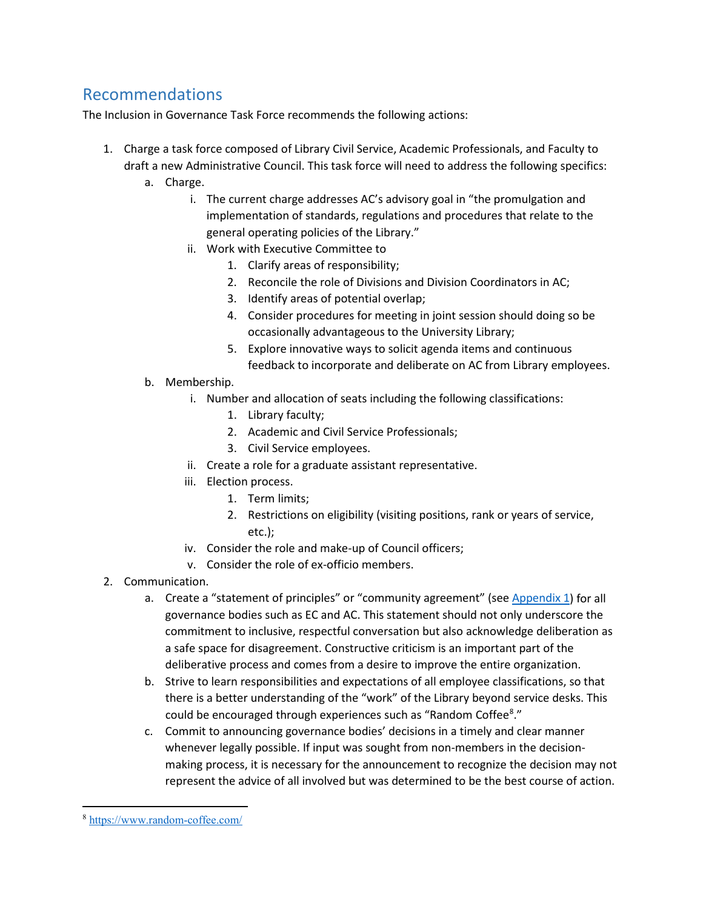## Recommendations

The Inclusion in Governance Task Force recommends the following actions:

1. Charge a task force composed of Library Civil Service, Academic Professionals, and Faculty to draft a new Administrative Council. This task force will need to address the following specifics:
    a. Charge.
        i. The current charge addresses AC's advisory goal in "the promulgation and implementation of standards, regulations and procedures that relate to the general operating policies of the Library."
        ii. Work with Executive Committee to
            1. Clarify areas of responsibility;
            2. Reconcile the role of Divisions and Division Coordinators in AC;
            3. Identify areas of potential overlap;
            4. Consider procedures for meeting in joint session should doing so be occasionally advantageous to the University Library;
            5. Explore innovative ways to solicit agenda items and continuous feedback to incorporate and deliberate on AC from Library employees.
    b. Membership.
        i. Number and allocation of seats including the following classifications:
            1. Library faculty;
            2. Academic and Civil Service Professionals;
            3. Civil Service employees.
        ii. Create a role for a graduate assistant representative.
        iii. Election process.
            1. Term limits;
            2. Restrictions on eligibility (visiting positions, rank or years of service, etc.);
        iv. Consider the role and make-up of Council officers;
        v. Consider the role of ex-officio members.
2. Communication.
    a. Create a "statement of principles" or "community agreement" (see Appendix 1) for all governance bodies such as EC and AC. This statement should not only underscore the commitment to inclusive, respectful conversation but also acknowledge deliberation as a safe space for disagreement. Constructive criticism is an important part of the deliberative process and comes from a desire to improve the entire organization.
    b. Strive to learn responsibilities and expectations of all employee classifications, so that there is a better understanding of the "work" of the Library beyond service desks. This could be encouraged through experiences such as "Random Coffee[8]."
    c. Commit to announcing governance bodies' decisions in a timely and clear manner whenever legally possible. If input was sought from non-members in the decision-making process, it is necessary for the announcement to recognize the decision may not represent the advice of all involved but was determined to be the best course of action.

[8] https://www.random-coffee.com/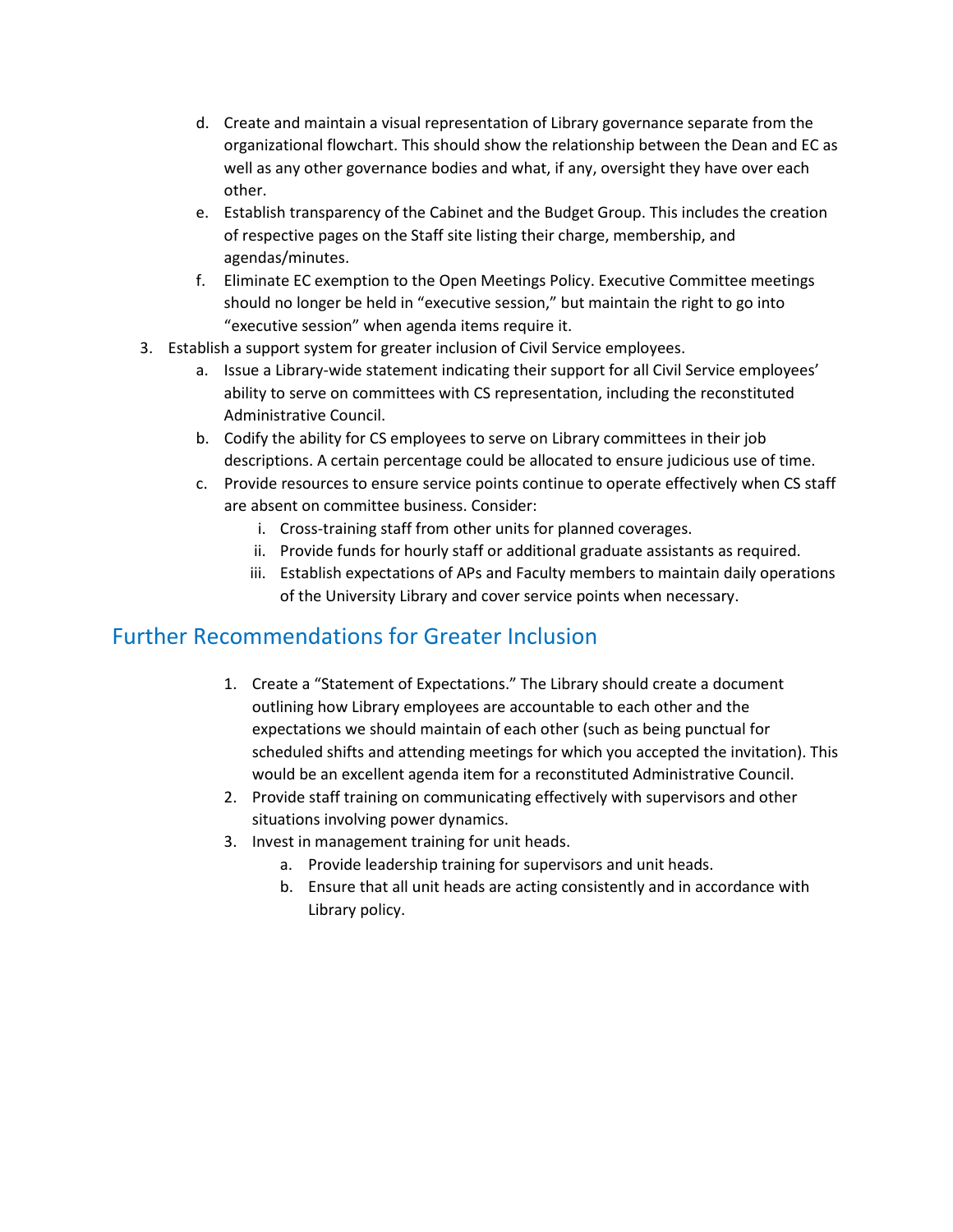d. Create and maintain a visual representation of Library governance separate from the organizational flowchart. This should show the relationship between the Dean and EC as well as any other governance bodies and what, if any, oversight they have over each other.
   e. Establish transparency of the Cabinet and the Budget Group. This includes the creation of respective pages on the Staff site listing their charge, membership, and agendas/minutes.
   f. Eliminate EC exemption to the Open Meetings Policy. Executive Committee meetings should no longer be held in "executive session," but maintain the right to go into "executive session" when agenda items require it.

3. Establish a support system for greater inclusion of Civil Service employees.
   a. Issue a Library-wide statement indicating their support for all Civil Service employees' ability to serve on committees with CS representation, including the reconstituted Administrative Council.
   b. Codify the ability for CS employees to serve on Library committees in their job descriptions. A certain percentage could be allocated to ensure judicious use of time.
   c. Provide resources to ensure service points continue to operate effectively when CS staff are absent on committee business. Consider:
      i. Cross-training staff from other units for planned coverages.
      ii. Provide funds for hourly staff or additional graduate assistants as required.
      iii. Establish expectations of APs and Faculty members to maintain daily operations of the University Library and cover service points when necessary.

## Further Recommendations for Greater Inclusion

1. Create a "Statement of Expectations." The Library should create a document outlining how Library employees are accountable to each other and the expectations we should maintain of each other (such as being punctual for scheduled shifts and attending meetings for which you accepted the invitation). This would be an excellent agenda item for a reconstituted Administrative Council.
2. Provide staff training on communicating effectively with supervisors and other situations involving power dynamics.
3. Invest in management training for unit heads.
   a. Provide leadership training for supervisors and unit heads.
   b. Ensure that all unit heads are acting consistently and in accordance with Library policy.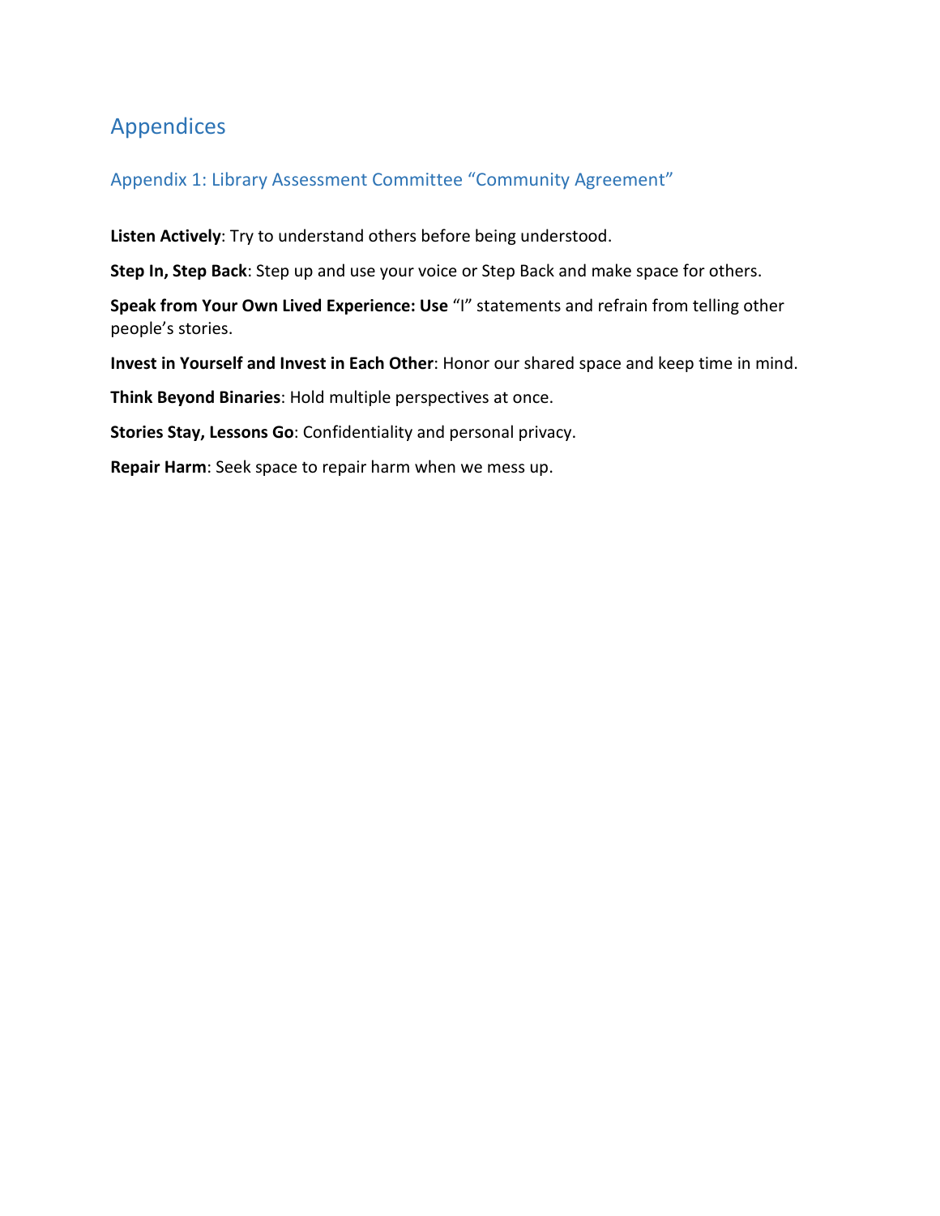# Appendices

## Appendix 1: Library Assessment Committee “Community Agreement”

**Listen Actively**: Try to understand others before being understood.

**Step In, Step Back**: Step up and use your voice or Step Back and make space for others.

**Speak from Your Own Lived Experience: Use** “I” statements and refrain from telling other people’s stories.

**Invest in Yourself and Invest in Each Other**: Honor our shared space and keep time in mind.

**Think Beyond Binaries**: Hold multiple perspectives at once.

**Stories Stay, Lessons Go**: Confidentiality and personal privacy.

**Repair Harm**: Seek space to repair harm when we mess up.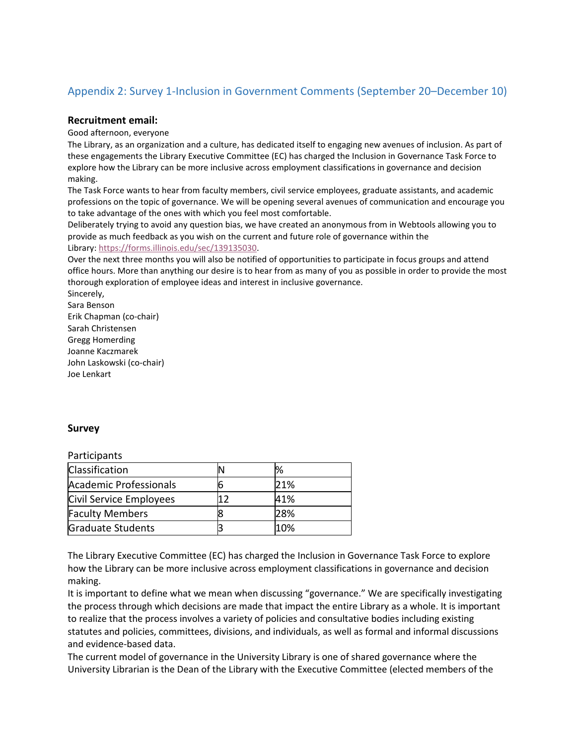## Appendix 2: Survey 1-Inclusion in Government Comments (September 20–December 10)

**Recruitment email:**

Good afternoon, everyone

The Library, as an organization and a culture, has dedicated itself to engaging new avenues of inclusion. As part of these engagements the Library Executive Committee (EC) has charged the Inclusion in Governance Task Force to explore how the Library can be more inclusive across employment classifications in governance and decision making.

The Task Force wants to hear from faculty members, civil service employees, graduate assistants, and academic professions on the topic of governance. We will be opening several avenues of communication and encourage you to take advantage of the ones with which you feel most comfortable.

Deliberately trying to avoid any question bias, we have created an anonymous from in Webtools allowing you to provide as much feedback as you wish on the current and future role of governance within the Library: https://forms.illinois.edu/sec/139135030.

Over the next three months you will also be notified of opportunities to participate in focus groups and attend office hours. More than anything our desire is to hear from as many of you as possible in order to provide the most thorough exploration of employee ideas and interest in inclusive governance.

Sincerely,
Sara Benson
Erik Chapman (co-chair)
Sarah Christensen
Gregg Homerding
Joanne Kaczmarek
John Laskowski (co-chair)
Joe Lenkart

**Survey**

Participants

| Classification | N | % |
|---|---|---|
| Academic Professionals | 6 | 21% |
| Civil Service Employees | 12 | 41% |
| Faculty Members | 8 | 28% |
| Graduate Students | 3 | 10% |

The Library Executive Committee (EC) has charged the Inclusion in Governance Task Force to explore how the Library can be more inclusive across employment classifications in governance and decision making.

It is important to define what we mean when discussing "governance." We are specifically investigating the process through which decisions are made that impact the entire Library as a whole. It is important to realize that the process involves a variety of policies and consultative bodies including existing statutes and policies, committees, divisions, and individuals, as well as formal and informal discussions and evidence-based data.

The current model of governance in the University Library is one of shared governance where the University Librarian is the Dean of the Library with the Executive Committee (elected members of the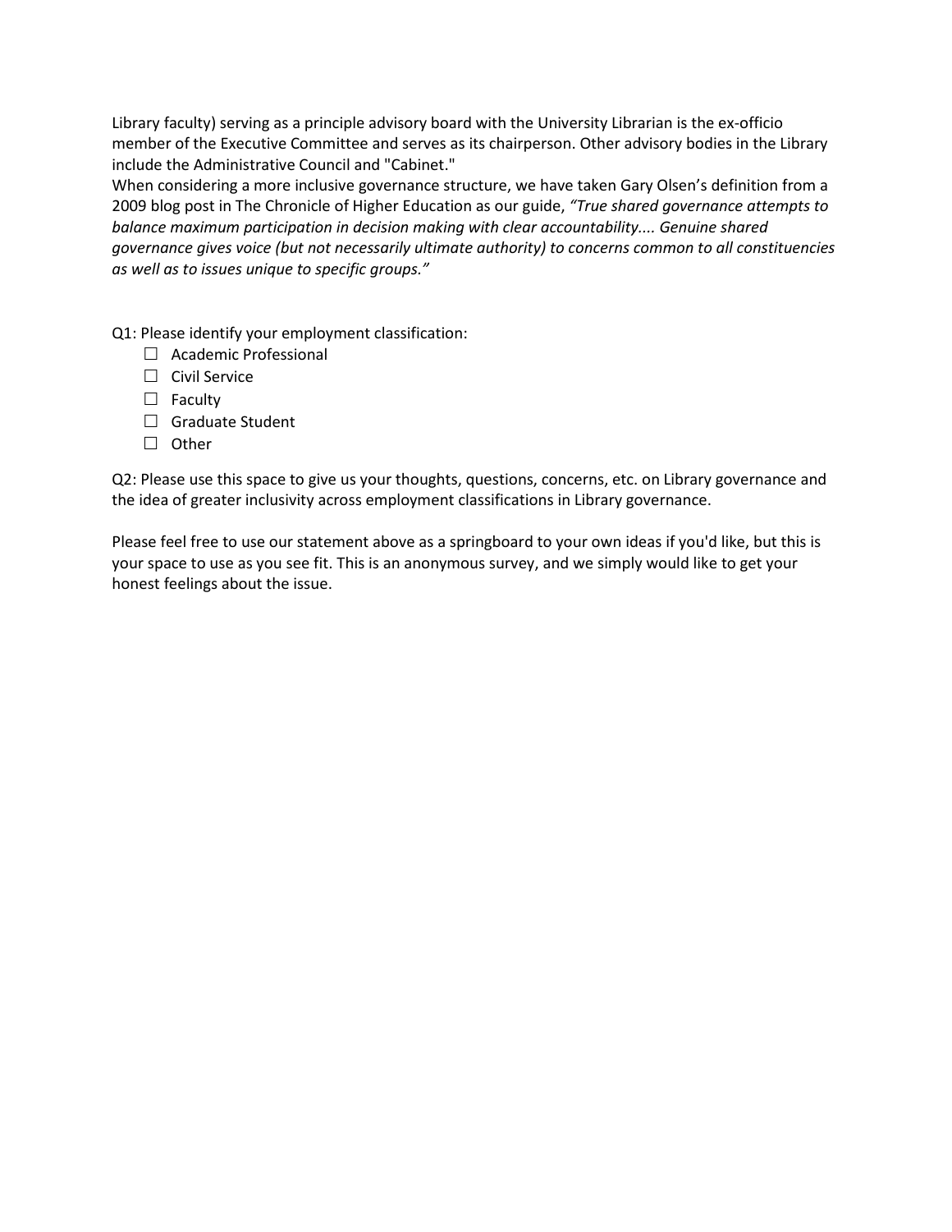Library faculty) serving as a principle advisory board with the University Librarian is the ex-officio member of the Executive Committee and serves as its chairperson. Other advisory bodies in the Library include the Administrative Council and "Cabinet."

When considering a more inclusive governance structure, we have taken Gary Olsen's definition from a 2009 blog post in The Chronicle of Higher Education as our guide, *"True shared governance attempts to balance maximum participation in decision making with clear accountability.... Genuine shared governance gives voice (but not necessarily ultimate authority) to concerns common to all constituencies as well as to issues unique to specific groups."*

Q1: Please identify your employment classification:

- ☐ Academic Professional
- ☐ Civil Service
- ☐ Faculty
- ☐ Graduate Student
- ☐ Other

Q2: Please use this space to give us your thoughts, questions, concerns, etc. on Library governance and the idea of greater inclusivity across employment classifications in Library governance.

Please feel free to use our statement above as a springboard to your own ideas if you'd like, but this is your space to use as you see fit. This is an anonymous survey, and we simply would like to get your honest feelings about the issue.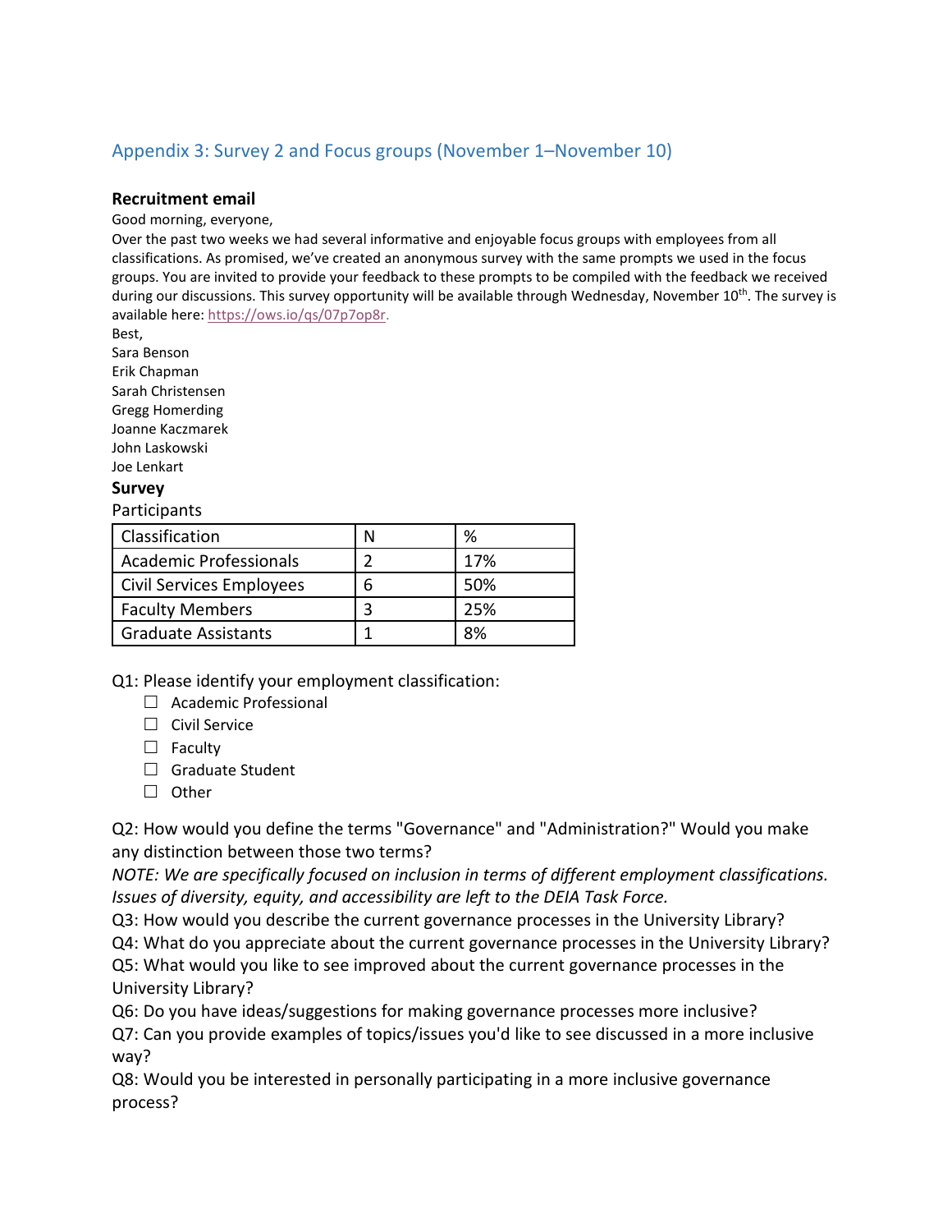## Appendix 3: Survey 2 and Focus groups (November 1–November 10)

### Recruitment email

Good morning, everyone,

Over the past two weeks we had several informative and enjoyable focus groups with employees from all classifications. As promised, we've created an anonymous survey with the same prompts we used in the focus groups. You are invited to provide your feedback to these prompts to be compiled with the feedback we received during our discussions. This survey opportunity will be available through Wednesday, November 10th. The survey is available here: https://ows.io/qs/07p7op8r.

Best,

Sara Benson

Erik Chapman

Sarah Christensen

Gregg Homerding

Joanne Kaczmarek

John Laskowski

Joe Lenkart

### Survey

Participants

| Classification | N | % |
|---|---|---|
| Academic Professionals | 2 | 17% |
| Civil Services Employees | 6 | 50% |
| Faculty Members | 3 | 25% |
| Graduate Assistants | 1 | 8% |

Q1: Please identify your employment classification:

- ☐ Academic Professional
- ☐ Civil Service
- ☐ Faculty
- ☐ Graduate Student
- ☐ Other

Q2: How would you define the terms "Governance" and "Administration?" Would you make any distinction between those two terms?

*NOTE: We are specifically focused on inclusion in terms of different employment classifications. Issues of diversity, equity, and accessibility are left to the DEIA Task Force.*

Q3: How would you describe the current governance processes in the University Library?

Q4: What do you appreciate about the current governance processes in the University Library?

Q5: What would you like to see improved about the current governance processes in the University Library?

Q6: Do you have ideas/suggestions for making governance processes more inclusive?

Q7: Can you provide examples of topics/issues you'd like to see discussed in a more inclusive way?

Q8: Would you be interested in personally participating in a more inclusive governance process?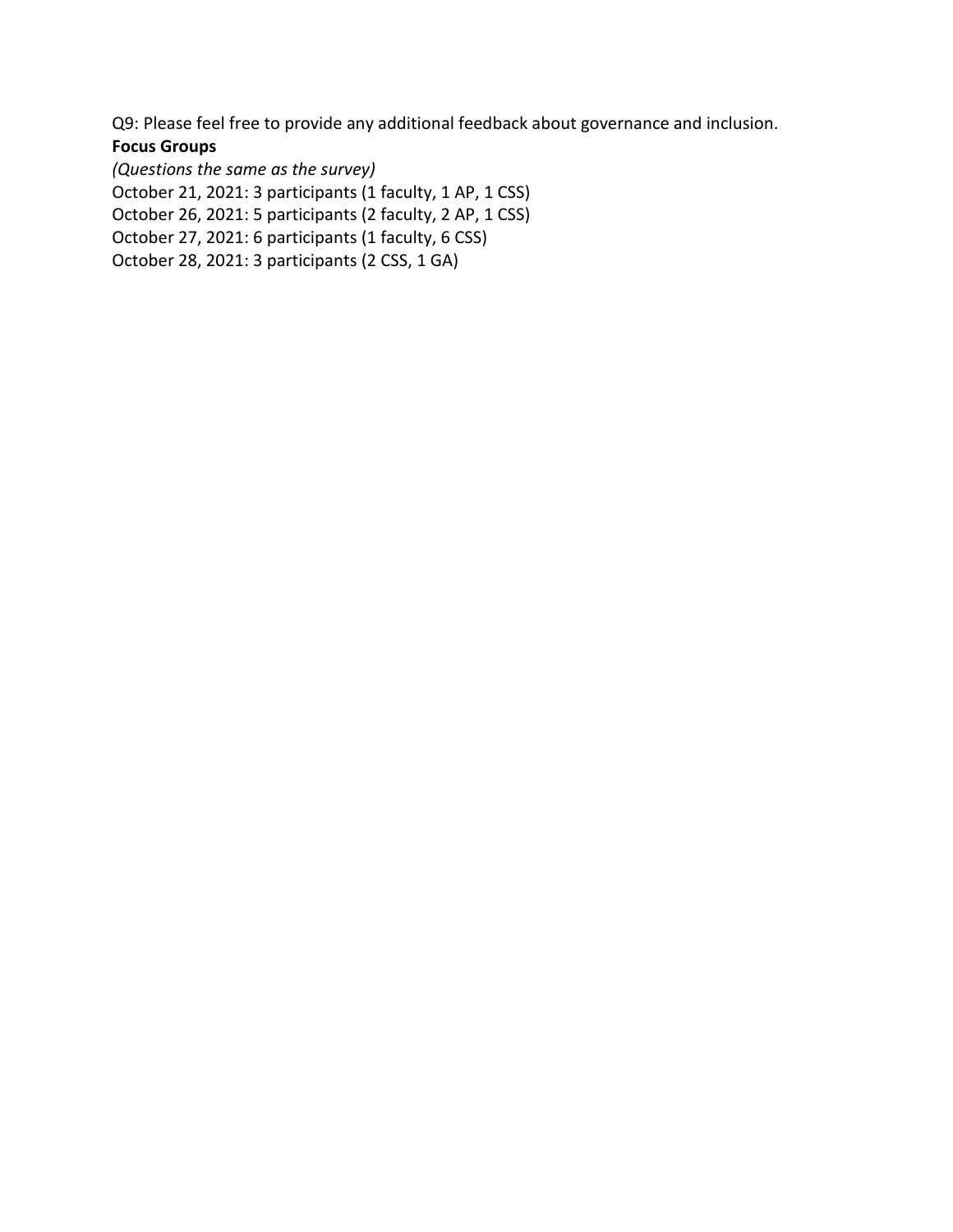Q9: Please feel free to provide any additional feedback about governance and inclusion.

**Focus Groups**

*(Questions the same as the survey)*

October 21, 2021: 3 participants (1 faculty, 1 AP, 1 CSS)

October 26, 2021: 5 participants (2 faculty, 2 AP, 1 CSS)

October 27, 2021: 6 participants (1 faculty, 6 CSS)

October 28, 2021: 3 participants (2 CSS, 1 GA)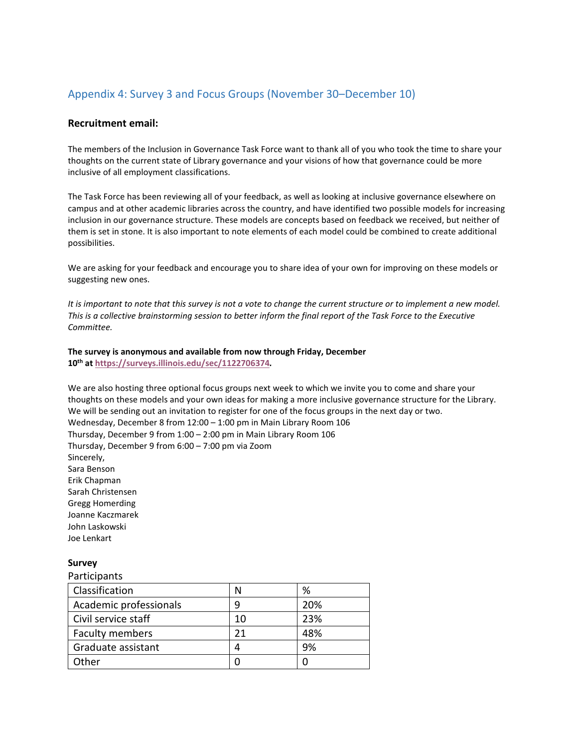## Appendix 4: Survey 3 and Focus Groups (November 30–December 10)

### Recruitment email:

The members of the Inclusion in Governance Task Force want to thank all of you who took the time to share your thoughts on the current state of Library governance and your visions of how that governance could be more inclusive of all employment classifications.

The Task Force has been reviewing all of your feedback, as well as looking at inclusive governance elsewhere on campus and at other academic libraries across the country, and have identified two possible models for increasing inclusion in our governance structure. These models are concepts based on feedback we received, but neither of them is set in stone. It is also important to note elements of each model could be combined to create additional possibilities.

We are asking for your feedback and encourage you to share idea of your own for improving on these models or suggesting new ones.

*It is important to note that this survey is not a vote to change the current structure or to implement a new model. This is a collective brainstorming session to better inform the final report of the Task Force to the Executive Committee.*

**The survey is anonymous and available from now through Friday, December 10th at https://surveys.illinois.edu/sec/1122706374.**

We are also hosting three optional focus groups next week to which we invite you to come and share your thoughts on these models and your own ideas for making a more inclusive governance structure for the Library. We will be sending out an invitation to register for one of the focus groups in the next day or two.
Wednesday, December 8 from 12:00 – 1:00 pm in Main Library Room 106
Thursday, December 9 from 1:00 – 2:00 pm in Main Library Room 106
Thursday, December 9 from 6:00 – 7:00 pm via Zoom
Sincerely,
Sara Benson
Erik Chapman
Sarah Christensen
Gregg Homerding
Joanne Kaczmarek
John Laskowski
Joe Lenkart

**Survey**

Participants

| Classification | N | % |
|---|---|---|
| Academic professionals | 9 | 20% |
| Civil service staff | 10 | 23% |
| Faculty members | 21 | 48% |
| Graduate assistant | 4 | 9% |
| Other | 0 | 0 |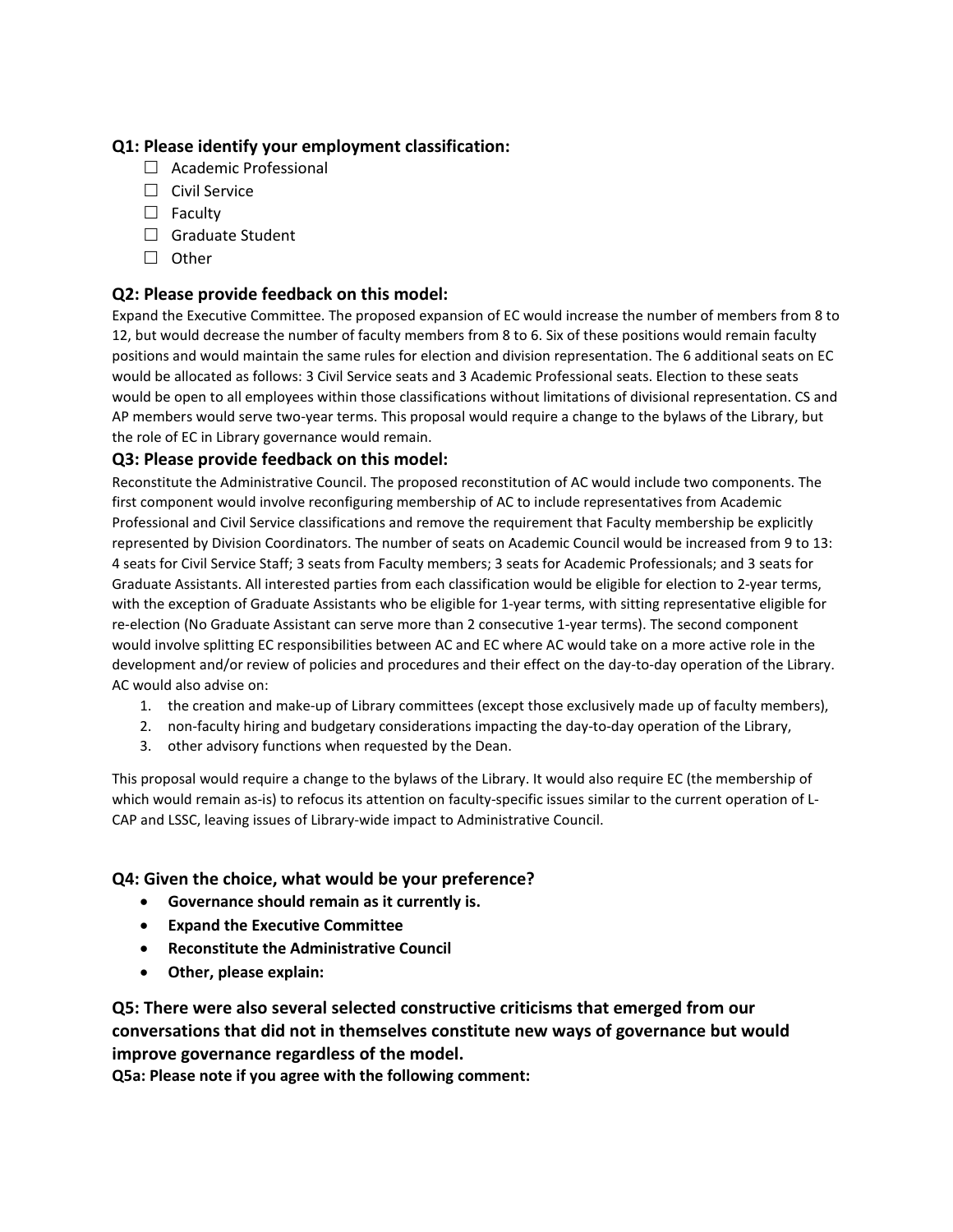### Q1: Please identify your employment classification:

- ☐ Academic Professional
- ☐ Civil Service
- ☐ Faculty
- ☐ Graduate Student
- ☐ Other

### Q2: Please provide feedback on this model:

Expand the Executive Committee. The proposed expansion of EC would increase the number of members from 8 to 12, but would decrease the number of faculty members from 8 to 6. Six of these positions would remain faculty positions and would maintain the same rules for election and division representation. The 6 additional seats on EC would be allocated as follows: 3 Civil Service seats and 3 Academic Professional seats. Election to these seats would be open to all employees within those classifications without limitations of divisional representation. CS and AP members would serve two-year terms. This proposal would require a change to the bylaws of the Library, but the role of EC in Library governance would remain.

### Q3: Please provide feedback on this model:

Reconstitute the Administrative Council. The proposed reconstitution of AC would include two components. The first component would involve reconfiguring membership of AC to include representatives from Academic Professional and Civil Service classifications and remove the requirement that Faculty membership be explicitly represented by Division Coordinators. The number of seats on Academic Council would be increased from 9 to 13: 4 seats for Civil Service Staff; 3 seats from Faculty members; 3 seats for Academic Professionals; and 3 seats for Graduate Assistants. All interested parties from each classification would be eligible for election to 2-year terms, with the exception of Graduate Assistants who be eligible for 1-year terms, with sitting representative eligible for re-election (No Graduate Assistant can serve more than 2 consecutive 1-year terms). The second component would involve splitting EC responsibilities between AC and EC where AC would take on a more active role in the development and/or review of policies and procedures and their effect on the day-to-day operation of the Library. AC would also advise on:

1. the creation and make-up of Library committees (except those exclusively made up of faculty members),
2. non-faculty hiring and budgetary considerations impacting the day-to-day operation of the Library,
3. other advisory functions when requested by the Dean.

This proposal would require a change to the bylaws of the Library. It would also require EC (the membership of which would remain as-is) to refocus its attention on faculty-specific issues similar to the current operation of L-CAP and LSSC, leaving issues of Library-wide impact to Administrative Council.

### Q4: Given the choice, what would be your preference?

- **Governance should remain as it currently is.**
- **Expand the Executive Committee**
- **Reconstitute the Administrative Council**
- **Other, please explain:**

### Q5: There were also several selected constructive criticisms that emerged from our conversations that did not in themselves constitute new ways of governance but would improve governance regardless of the model.

**Q5a: Please note if you agree with the following comment:**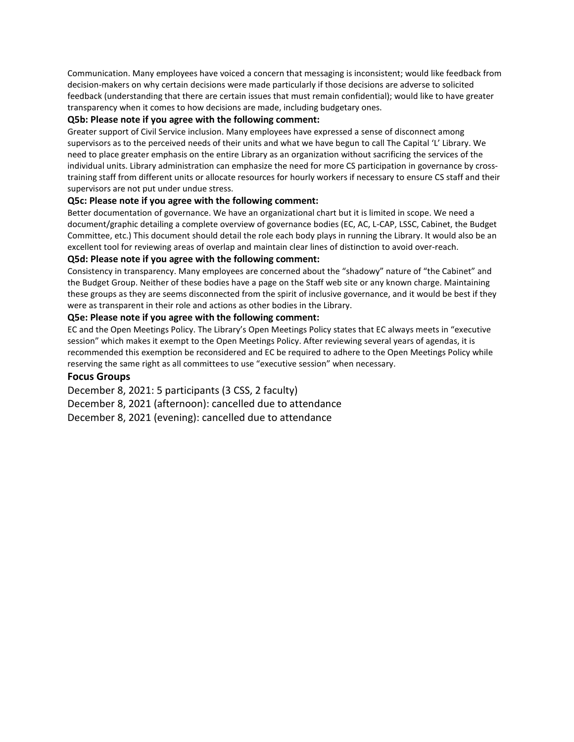Communication. Many employees have voiced a concern that messaging is inconsistent; would like feedback from decision-makers on why certain decisions were made particularly if those decisions are adverse to solicited feedback (understanding that there are certain issues that must remain confidential); would like to have greater transparency when it comes to how decisions are made, including budgetary ones.

**Q5b: Please note if you agree with the following comment:**

Greater support of Civil Service inclusion. Many employees have expressed a sense of disconnect among supervisors as to the perceived needs of their units and what we have begun to call The Capital 'L' Library. We need to place greater emphasis on the entire Library as an organization without sacrificing the services of the individual units. Library administration can emphasize the need for more CS participation in governance by cross-training staff from different units or allocate resources for hourly workers if necessary to ensure CS staff and their supervisors are not put under undue stress.

**Q5c: Please note if you agree with the following comment:**

Better documentation of governance. We have an organizational chart but it is limited in scope. We need a document/graphic detailing a complete overview of governance bodies (EC, AC, L-CAP, LSSC, Cabinet, the Budget Committee, etc.) This document should detail the role each body plays in running the Library. It would also be an excellent tool for reviewing areas of overlap and maintain clear lines of distinction to avoid over-reach.

**Q5d: Please note if you agree with the following comment:**

Consistency in transparency. Many employees are concerned about the "shadowy" nature of "the Cabinet" and the Budget Group. Neither of these bodies have a page on the Staff web site or any known charge. Maintaining these groups as they are seems disconnected from the spirit of inclusive governance, and it would be best if they were as transparent in their role and actions as other bodies in the Library.

**Q5e: Please note if you agree with the following comment:**

EC and the Open Meetings Policy. The Library's Open Meetings Policy states that EC always meets in "executive session" which makes it exempt to the Open Meetings Policy. After reviewing several years of agendas, it is recommended this exemption be reconsidered and EC be required to adhere to the Open Meetings Policy while reserving the same right as all committees to use "executive session" when necessary.

## Focus Groups

December 8, 2021: 5 participants (3 CSS, 2 faculty)

December 8, 2021 (afternoon): cancelled due to attendance

December 8, 2021 (evening): cancelled due to attendance